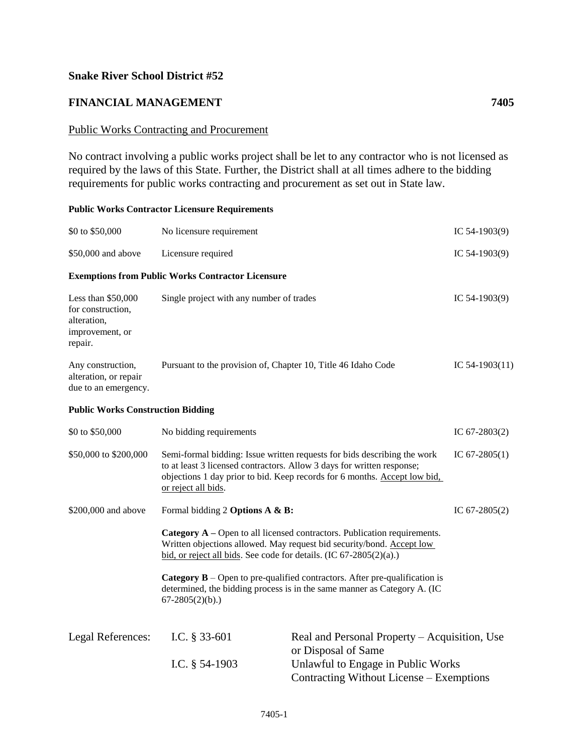**Snake River School District #52**

## FINANCIAL MANAGEMENT 7405

Public Works Contracting and Procurement

No contract involving a public works project shall be let to any contractor who is not licensed as required by the laws of this State. Further, the District shall at all times adhere to the bidding requirements for public works contracting and procurement as set out in State law.

**Public Works Contractor Licensure Requirements**

| | | |
|---|---|---|
| \$0 to \$50,000 | No licensure requirement | IC 54-1903(9) |
| \$50,000 and above | Licensure required | IC 54-1903(9) |

**Exemptions from Public Works Contractor Licensure**

| | | |
|---|---|---|
| Less than \$50,000 for construction, alteration, improvement, or repair. | Single project with any number of trades | IC 54-1903(9) |
| Any construction, alteration, or repair due to an emergency. | Pursuant to the provision of, Chapter 10, Title 46 Idaho Code | IC 54-1903(11) |

**Public Works Construction Bidding**

| | | |
|---|---|---|
| \$0 to \$50,000 | No bidding requirements | IC 67-2803(2) |
| \$50,000 to \$200,000 | Semi-formal bidding: Issue written requests for bids describing the work to at least 3 licensed contractors. Allow 3 days for written response; objections 1 day prior to bid. Keep records for 6 months. <u>Accept low bid, or reject all bids</u>. | IC 67-2805(1) |
| \$200,000 and above | Formal bidding 2 **Options A & B:**<br><br>**Category A** – Open to all licensed contractors. Publication requirements. Written objections allowed. May request bid security/bond. <u>Accept low bid, or reject all bids</u>. See code for details. (IC 67-2805(2)(a).)<br><br>**Category B** – Open to pre-qualified contractors. After pre-qualification is determined, the bidding process is in the same manner as Category A. (IC 67-2805(2)(b).) | IC 67-2805(2) |

| Legal References: | | |
|---|---|---|
| | I.C. § 33-601 | Real and Personal Property – Acquisition, Use or Disposal of Same |
| | I.C. § 54-1903 | Unlawful to Engage in Public Works Contracting Without License – Exemptions |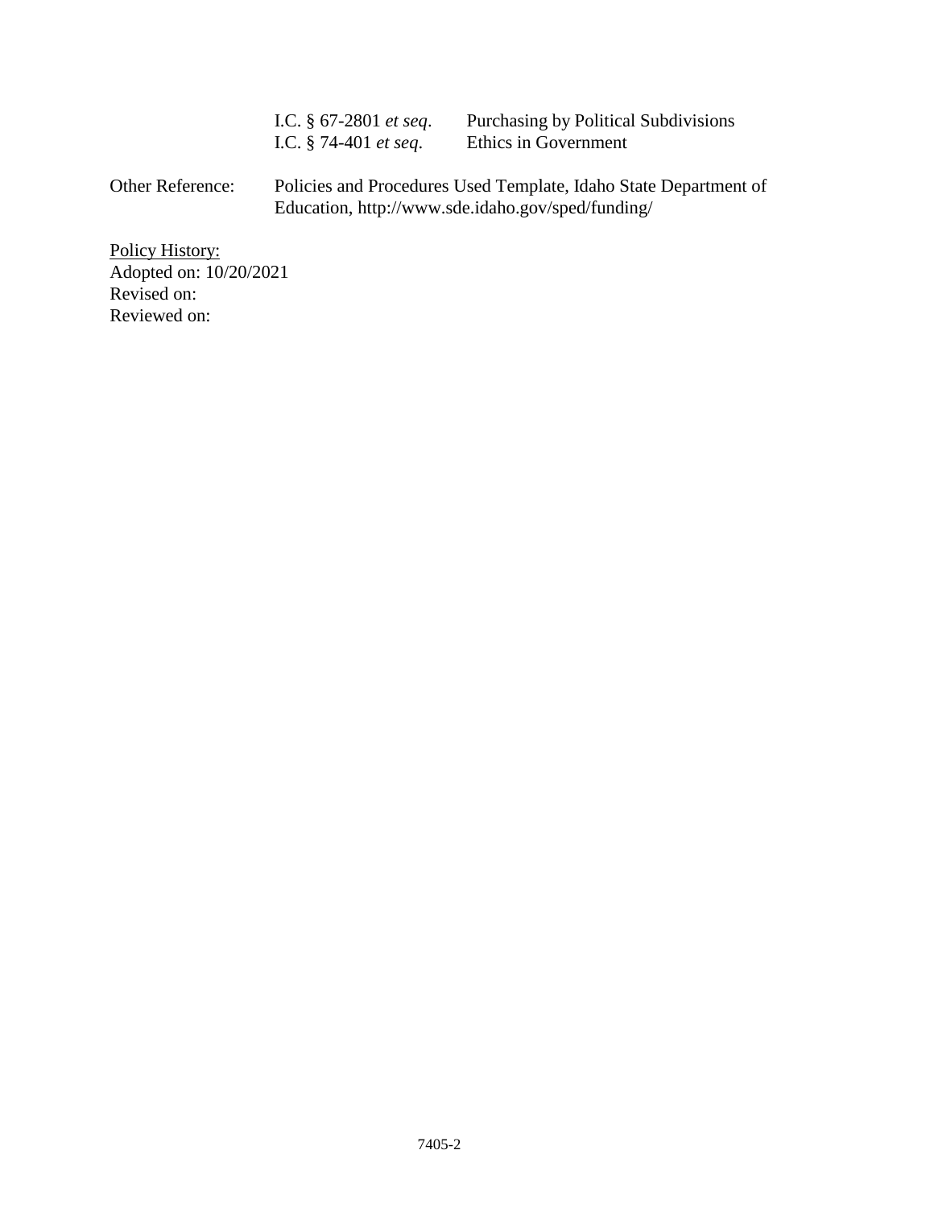| | |
|---|---|
| I.C. § 67-2801 *et seq*. | Purchasing by Political Subdivisions |
| I.C. § 74-401 *et seq*. | Ethics in Government |

Other Reference: Policies and Procedures Used Template, Idaho State Department of Education, http://www.sde.idaho.gov/sped/funding/

Policy History:
Adopted on: 10/20/2021
Revised on:
Reviewed on: